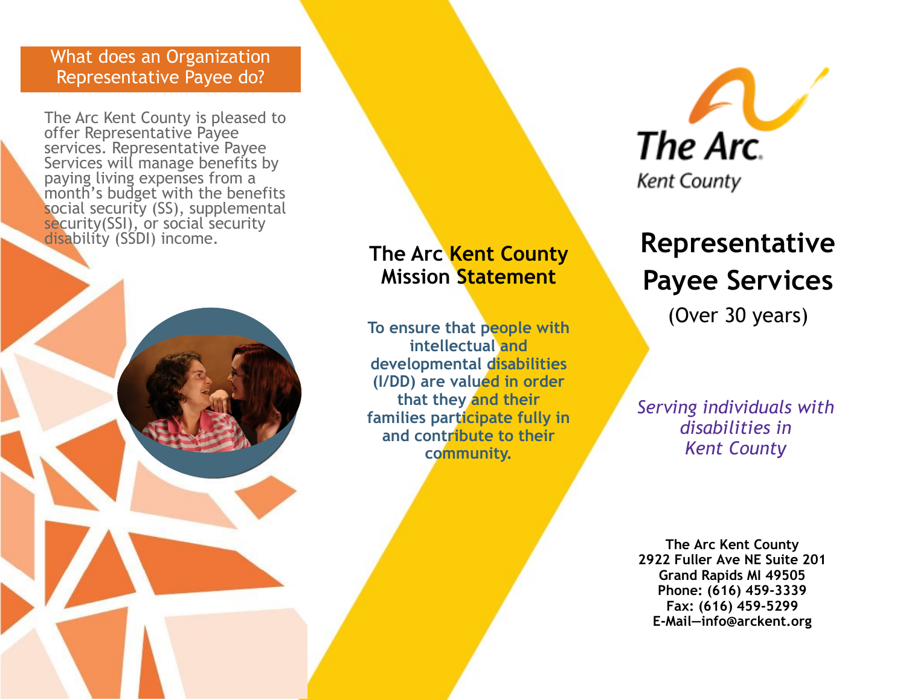## What does an Organization Representative Payee do?

The Arc Kent County is pleased to offer Representative Payee services. Representative Payee Services will manage benefits by paying living expenses from a month's budget with the benefits social security (SS), supplemental security(SSI), or social security disability (SSDI) income.

## The Arc Kent County Mission Statement

**To ensure that people with intellectual and developmental disabilities (I/DD) are valued in order that they and their families participate fully in and contribute to their community.**

The Arc.
Kent County

# Representative Payee Services

(Over 30 years)

*Serving individuals with disabilities in Kent County*

**The Arc Kent County**
**2922 Fuller Ave NE Suite 201**
**Grand Rapids MI 49505**
**Phone: (616) 459-3339**
**Fax: (616) 459-5299**
**E-Mail—info@arckent.org**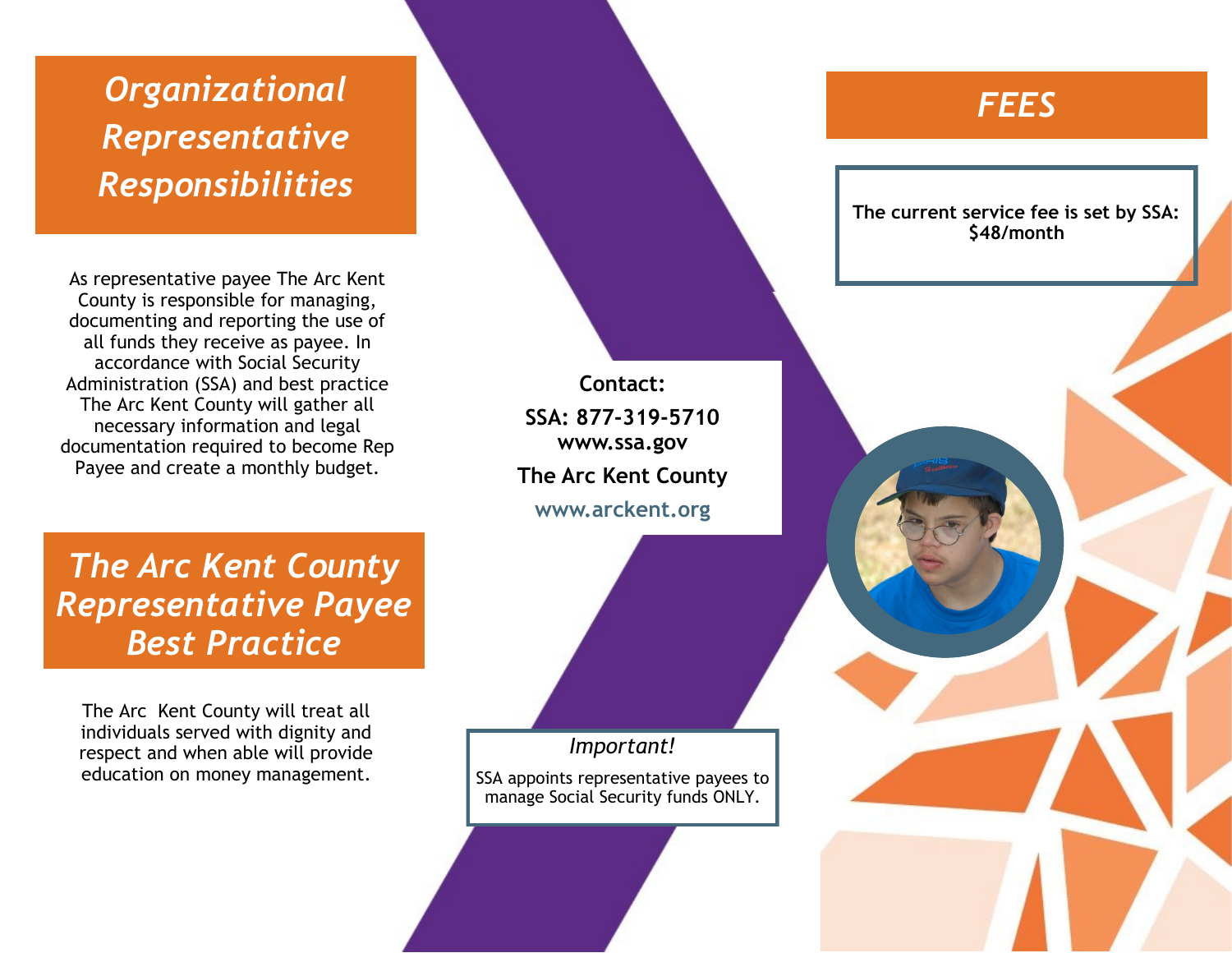## *Organizational Representative Responsibilities*

As representative payee The Arc Kent County is responsible for managing, documenting and reporting the use of all funds they receive as payee. In accordance with Social Security Administration (SSA) and best practice The Arc Kent County will gather all necessary information and legal documentation required to become Rep Payee and create a monthly budget.

## *The Arc Kent County Representative Payee Best Practice*

The Arc Kent County will treat all individuals served with dignity and respect and when able will provide education on money management.

**Contact:**

**SSA: 877-319-5710**

**www.ssa.gov**

**The Arc Kent County**

**www.arckent.org**

*Important!*

SSA appoints representative payees to manage Social Security funds ONLY.

## *FEES*

**The current service fee is set by SSA: $48/month**